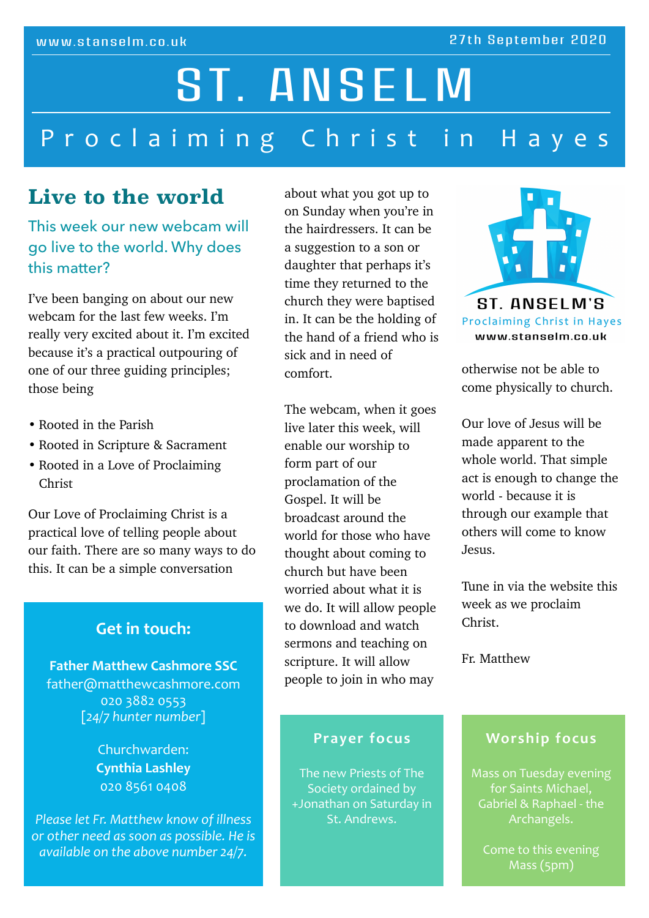www.stanselm.co.uk

27th September 2020

# ST. ANSELM

## Proclaiming Christ in Hayes

## Live to the world

### This week our new webcam will go live to the world. Why does this matter?

I've been banging on about our new webcam for the last few weeks. I'm really very excited about it. I'm excited because it's a practical outpouring of one of our three guiding principles; those being

- Rooted in the Parish
- Rooted in Scripture & Sacrament
- Rooted in a Love of Proclaiming Christ

Our Love of Proclaiming Christ is a practical love of telling people about our faith. There are so many ways to do this. It can be a simple conversation about what you got up to on Sunday when you're in the hairdressers. It can be a suggestion to a son or daughter that perhaps it's time they returned to the church they were baptised in. It can be the holding of the hand of a friend who is sick and in need of comfort.

The webcam, when it goes live later this week, will enable our worship to form part of our proclamation of the Gospel. It will be broadcast around the world for those who have thought about coming to church but have been worried about what it is we do. It will allow people to download and watch sermons and teaching on scripture. It will allow people to join in who may otherwise not be able to come physically to church.

Our love of Jesus will be made apparent to the whole world. That simple act is enough to change the world - because it is through our example that others will come to know Jesus.

Tune in via the website this week as we proclaim Christ.

Fr. Matthew

ST. ANSELM'S
Proclaiming Christ in Hayes
www.stanselm.co.uk

### Get in touch:

**Father Matthew Cashmore SSC**
father@matthewcashmore.com
020 3882 0553
[*24/7 hunter number*]

Churchwarden:
**Cynthia Lashley**
020 8561 0408

*Please let Fr. Matthew know of illness or other need as soon as possible. He is available on the above number 24/7.*

### Prayer focus

The new Priests of The Society ordained by +Jonathan on Saturday in St. Andrews.

### Worship focus

Mass on Tuesday evening for Saints Michael, Gabriel & Raphael - the Archangels.

Come to this evening Mass (5pm)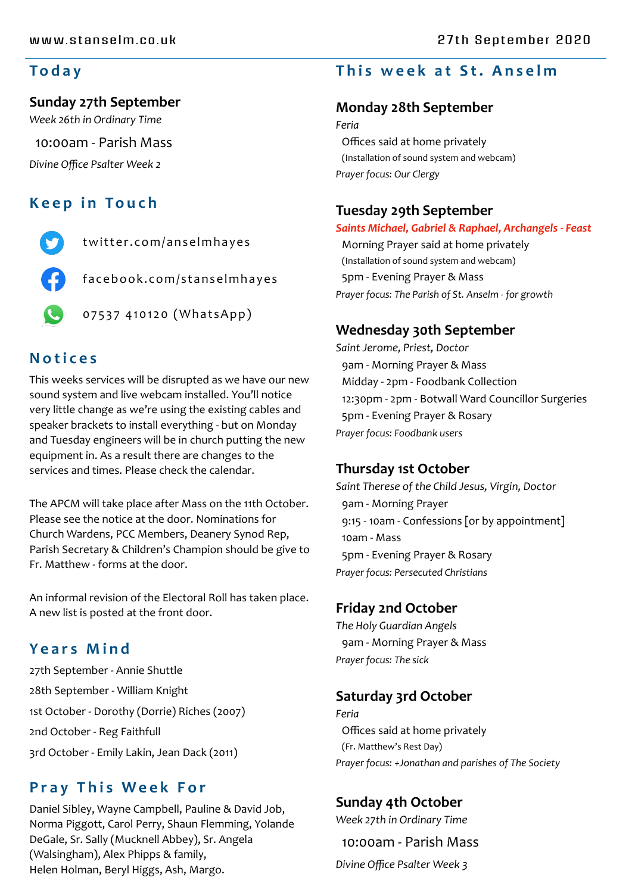www.stanselm.co.uk

27th September 2020

## Today

### Sunday 27th September

*Week 26th in Ordinary Time*

10:00am - Parish Mass

*Divine Office Psalter Week 2*

## Keep in Touch

twitter.com/anselmhayes

facebook.com/stanselmhayes

07537 410120 (WhatsApp)

## Notices

This weeks services will be disrupted as we have our new sound system and live webcam installed. You'll notice very little change as we're using the existing cables and speaker brackets to install everything - but on Monday and Tuesday engineers will be in church putting the new equipment in. As a result there are changes to the services and times. Please check the calendar.

The APCM will take place after Mass on the 11th October. Please see the notice at the door. Nominations for Church Wardens, PCC Members, Deanery Synod Rep, Parish Secretary & Children's Champion should be give to Fr. Matthew - forms at the door.

An informal revision of the Electoral Roll has taken place. A new list is posted at the front door.

## Years Mind

27th September - Annie Shuttle

28th September - William Knight

1st October - Dorothy (Dorrie) Riches (2007)

2nd October - Reg Faithfull

3rd October - Emily Lakin, Jean Dack (2011)

## Pray This Week For

Daniel Sibley, Wayne Campbell, Pauline & David Job, Norma Piggott, Carol Perry, Shaun Flemming, Yolande DeGale, Sr. Sally (Mucknell Abbey), Sr. Angela (Walsingham), Alex Phipps & family, Helen Holman, Beryl Higgs, Ash, Margo.

## This week at St. Anselm

### Monday 28th September

*Feria*

Offices said at home privately

(Installation of sound system and webcam)

*Prayer focus: Our Clergy*

### Tuesday 29th September

***Saints Michael, Gabriel & Raphael, Archangels - Feast***

Morning Prayer said at home privately

(Installation of sound system and webcam)

5pm - Evening Prayer & Mass

*Prayer focus: The Parish of St. Anselm - for growth*

### Wednesday 30th September

*Saint Jerome, Priest, Doctor*

9am - Morning Prayer & Mass

Midday - 2pm - Foodbank Collection

12:30pm - 2pm - Botwall Ward Councillor Surgeries

5pm - Evening Prayer & Rosary

*Prayer focus: Foodbank users*

### Thursday 1st October

*Saint Therese of the Child Jesus, Virgin, Doctor*

9am - Morning Prayer

9:15 - 10am - Confessions [or by appointment]

10am - Mass

5pm - Evening Prayer & Rosary

*Prayer focus: Persecuted Christians*

### Friday 2nd October

*The Holy Guardian Angels*

9am - Morning Prayer & Mass

*Prayer focus: The sick*

### Saturday 3rd October

*Feria*

Offices said at home privately

(Fr. Matthew's Rest Day)

*Prayer focus: +Jonathan and parishes of The Society*

### Sunday 4th October

*Week 27th in Ordinary Time*

10:00am - Parish Mass

*Divine Office Psalter Week 3*